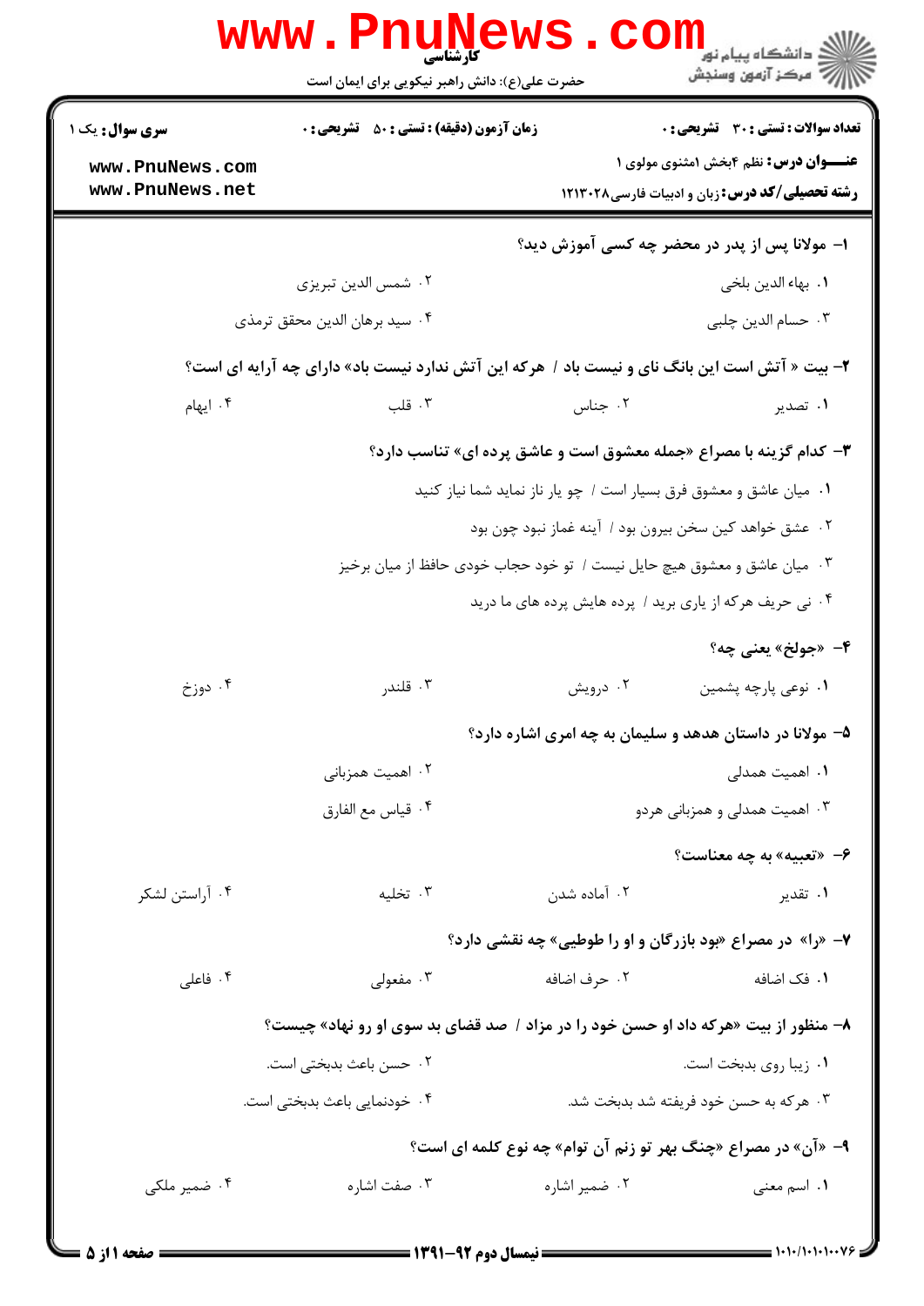**کارشناسی**

حضرت علی(ع): دانش راهبر نیکویی برای ایمان است

**سری سوال:** یک ۱ | **زمان آزمون (دقیقه) : تستی : ۵۰ تشریحی : ۰** | **تعداد سوالات : تستی : ۳۰ تشریحی : ۰**

**عنـــوان درس:** نظم ۴بخش ۱مثنوی مولوی ۱

**رشته تحصیلی/کد درس:** زبان و ادبیات فارسی ۱۲۱۳۰۲۸

**۱- مولانا پس از پدر در محضر چه کسی آموزش دید؟**

۱. بهاء الدین بلخی
۲. شمس الدین تبریزی
۳. حسام الدین چلبی
۴. سید برهان الدین محقق ترمذی

**۲- بیت « آتش است این بانگ نای و نیست باد / هرکه این آتش ندارد نیست باد» دارای چه آرایه ای است؟**

۱. تصدیر
۲. جناس
۳. قلب
۴. ایهام

**۳- کدام گزینه با مصراع «جمله معشوق است و عاشق پرده ای» تناسب دارد؟**

۱. میان عاشق و معشوق فرق بسیار است / چو یار ناز نماید شما نیاز کنید
۲. عشق خواهد کین سخن بیرون بود / آینه غماز نبود چون بود
۳. میان عاشق و معشوق هیچ حایل نیست / تو خود حجاب خودی حافظ از میان برخیز
۴. نی حریف هرکه از یاری برید / پرده هایش پرده های ما درید

**۴- «جولخ» یعنی چه؟**

۱. نوعی پارچه پشمین
۲. درویش
۳. قلندر
۴. دوزخ

**۵- مولانا در داستان هدهد و سلیمان به چه امری اشاره دارد؟**

۱. اهمیت همدلی
۲. اهمیت همزبانی
۳. اهمیت همدلی و همزبانی هردو
۴. قیاس مع الفارق

**۶- «تعبیه» به چه معناست؟**

۱. تقدیر
۲. آماده شدن
۳. تخلیه
۴. آراستن لشکر

**۷- «را» در مصراع «بود بازرگان و او را طوطیی» چه نقشی دارد؟**

۱. فک اضافه
۲. حرف اضافه
۳. مفعولی
۴. فاعلی

**۸- منظور از بیت «هرکه داد او حسن خود را در مزاد / صد قضای بد سوی او رو نهاد» چیست؟**

۱. زیبا روی بدبخت است.
۲. حسن باعث بدبختی است.
۳. هرکه به حسن خود فریفته شد بدبخت شد.
۴. خودنمایی باعث بدبختی است.

**۹- «آن» در مصراع «چنگ بهر تو زنم آن توام» چه نوع کلمه ای است؟**

۱. اسم معنی
۲. ضمیر اشاره
۳. صفت اشاره
۴. ضمیر ملکی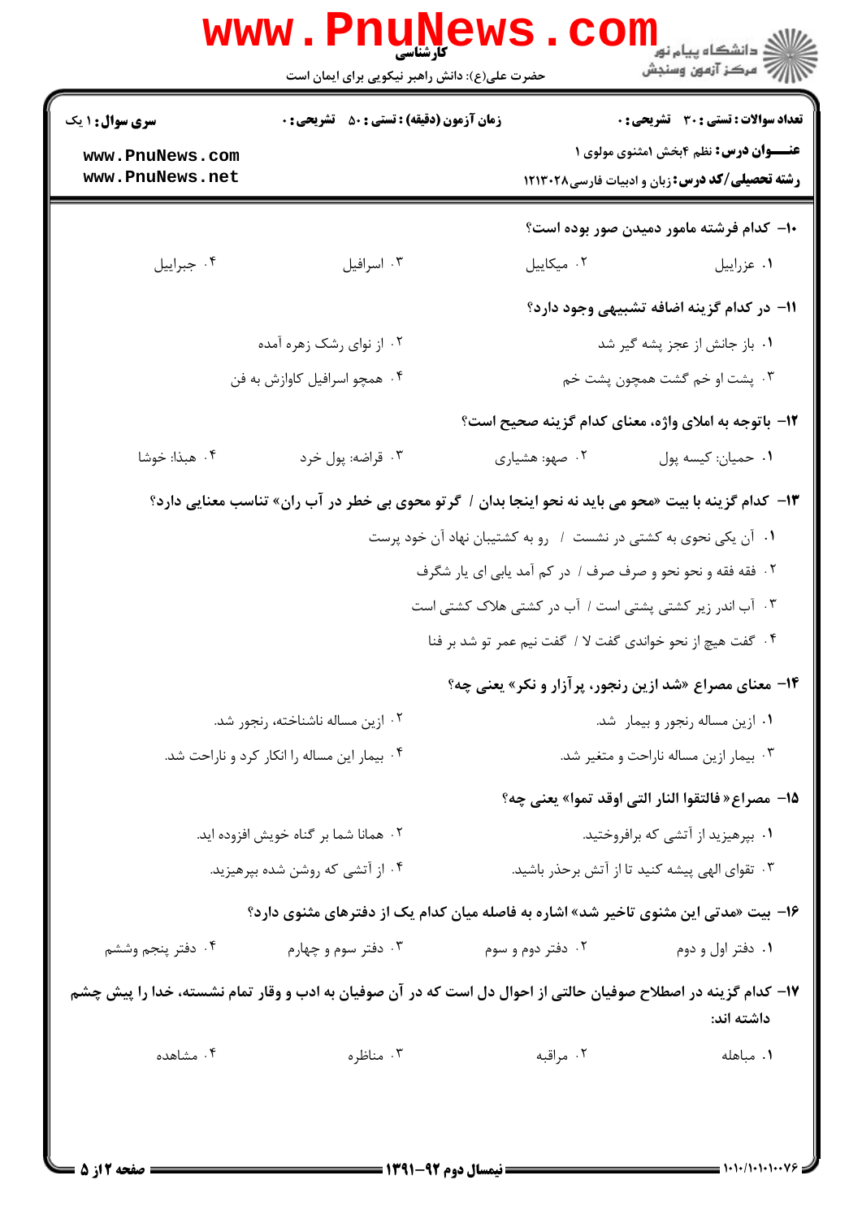۱۰- کدام فرشته مامور دمیدن صور بوده است؟

۱. عزراییل
۲. میکاییل
۳. اسرافیل
۴. جبراییل

۱۱- در کدام گزینه اضافه تشبیهی وجود دارد؟

۱. باز جانش از عجز پشه گیر شد
۲. از نوای رشک زهره آمده
۳. پشت او خم گشت همچون پشت خم
۴. همچو اسرافیل کاوازش به فن

۱۲- باتوجه به املای واژه، معنای کدام گزینه صحیح است؟

۱. حمیان: کیسه پول
۲. صهو: هشیاری
۳. قراضه: پول خرد
۴. هبذا: خوشا

۱۳- کدام گزینه با بیت «محو می باید نه نحو اینجا بدان / گرتو محوی بی خطر در آب ران» تناسب معنایی دارد؟

۱. آن یکی نحوی به کشتی در نشست / رو به کشتیبان نهاد آن خود پرست
۲. فقه فقه و نحو نحو و صرف صرف / در کم آمد یابی ای یار شگرف
۳. آب اندر زیر کشتی پشتی است / آب در کشتی هلاک کشتی است
۴. گفت هیچ از نحو خواندی گفت لا / گفت نیم عمر تو شد بر فنا

۱۴- معنای مصراع «شد ازین رنجور، پرآزار و نکر» یعنی چه؟

۱. ازین مساله رنجور و بیمار شد.
۲. ازین مساله ناشناخته، رنجور شد.
۳. بیمار ازین مساله ناراحت و متغیر شد.
۴. بیمار این مساله را انکار کرد و ناراحت شد.

۱۵- مصراع« فالتقوا النار التی اوقد تموا» یعنی چه؟

۱. بپرهیزید از آتشی که برافروختید.
۲. همانا شما بر گناه خویش افزوده اید.
۳. تقوای الهی پیشه کنید تا از آتش برحذر باشید.
۴. از آتشی که روشن شده بپرهیزید.

۱۶- بیت «مدتی این مثنوی تاخیر شد» اشاره به فاصله میان کدام یک از دفترهای مثنوی دارد؟

۱. دفتر اول و دوم
۲. دفتر دوم و سوم
۳. دفتر سوم و چهارم
۴. دفتر پنجم وششم

۱۷- کدام گزینه در اصطلاح صوفیان حالتی از احوال دل است که در آن صوفیان به ادب و وقار تمام نشسته، خدا را پیش چشم داشته اند:

۱. مباهله
۲. مراقبه
۳. مناظره
۴. مشاهده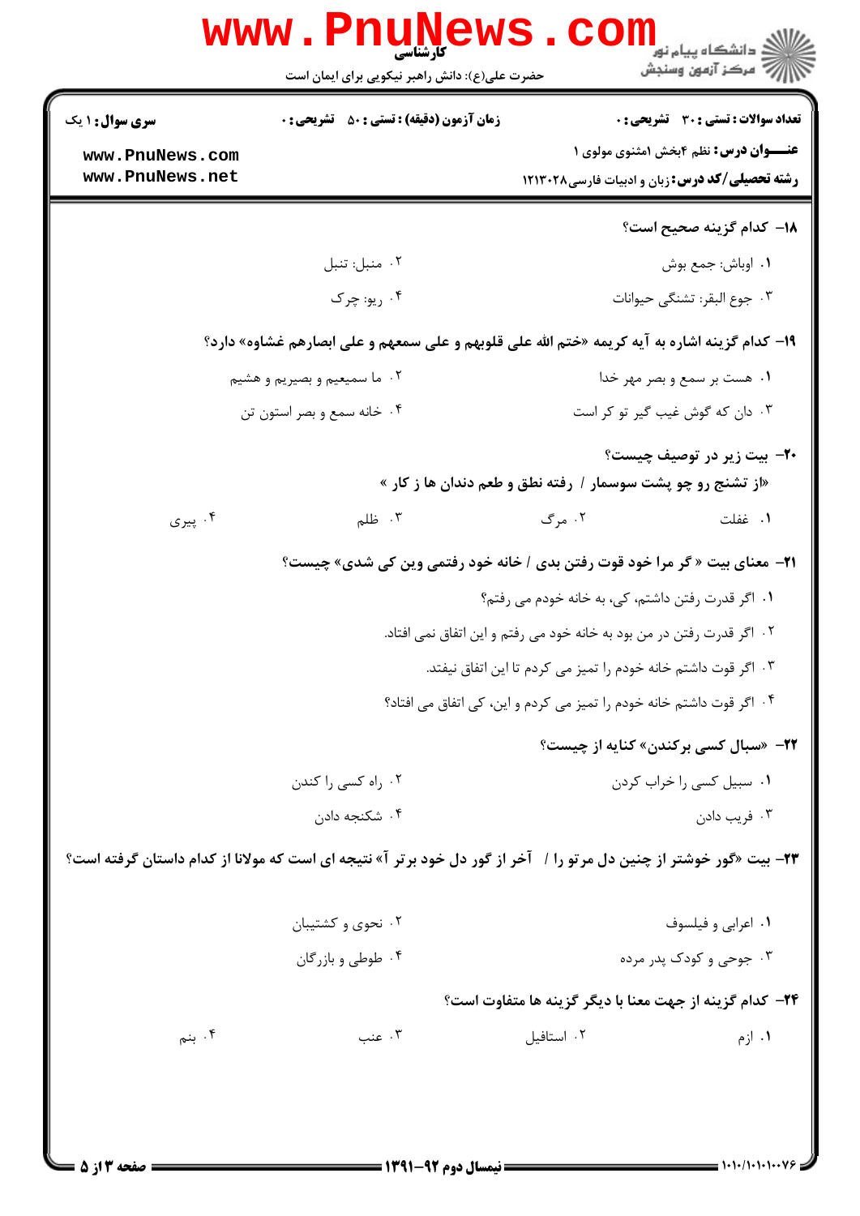۱۸- کدام گزینه صحیح است؟

۱. اوباش: جمع بوش

۲. منبل: تنبل

۳. جوع البقر: تشنگی حیوانات

۴. ریو: چرک

۱۹- کدام گزینه اشاره به آیه کریمه «ختم الله علی قلوبهم و علی سمعهم و علی ابصارهم غشاوه» دارد؟

۱. هست بر سمع و بصر مهر خدا

۲. ما سمیعیم و بصیریم و هشیم

۳. دان که گوش غیب گیر تو کر است

۴. خانه سمع و بصر استون تن

۲۰- بیت زیر در توصیف چیست؟

«از تشنج رو چو پشت سوسمار / رفته نطق و طعم دندان ها ز کار »

۱. غفلت

۲. مرگ

۳. ظلم

۴. پیری

۲۱- معنای بیت « گر مرا خود قوت رفتن بدی / خانه خود رفتمی وین کی شدی» چیست؟

۱. اگر قدرت رفتن داشتم، کی، به خانه خودم می رفتم؟

۲. اگر قدرت رفتن در من بود به خانه خود می رفتم و این اتفاق نمی افتاد.

۳. اگر قوت داشتم خانه خودم را تمیز می کردم تا این اتفاق نیفتد.

۴. اگر قوت داشتم خانه خودم را تمیز می کردم و این، کی اتفاق می افتاد؟

۲۲- «سبال کسی برکندن» کنایه از چیست؟

۱. سبیل کسی را خراب کردن

۲. راه کسی را کندن

۳. فریب دادن

۴. شکنجه دادن

۲۳- بیت «گور خوشتر از چنین دل مرتو را / آخر از گور دل خود برتر آ» نتیجه ای است که مولانا از کدام داستان گرفته است؟

۱. اعرابی و فیلسوف

۲. نحوی و کشتیبان

۳. جوحی و کودک پدر مرده

۴. طوطی و بازرگان

۲۴- کدام گزینه از جهت معنا با دیگر گزینه ها متفاوت است؟

۱. ازم

۲. استافیل

۳. عنب

۴. بنم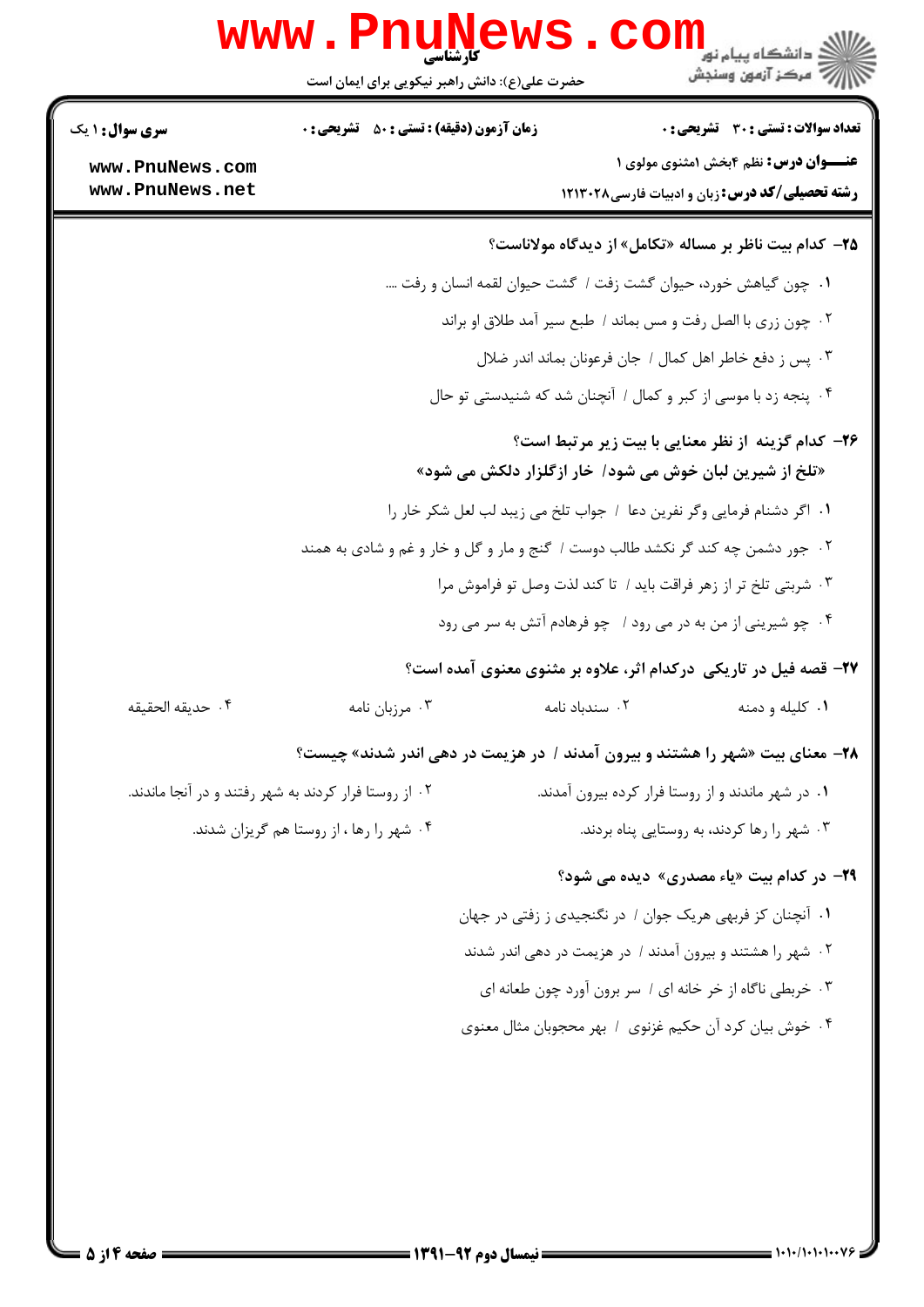**سری سوال:** ۱ یک | **زمان آزمون (دقیقه) :** تستی : ۵۰ تشریحی : ۰ | **تعداد سوالات :** تستی : ۳۰ تشریحی : ۰

**عنـــوان درس:** نظم ۴بخش ۱مثنوی مولوی ۱

**رشته تحصیلی/کد درس:** زبان و ادبیات فارسی۱۲۱۳۰۲۸

**۲۵- کدام بیت ناظر بر مساله «تکامل» از دیدگاه مولاناست؟**

۱. چون گیاهش خورد، حیوان گشت زفت / گشت حیوان لقمه انسان و رفت ....

۲. چون زری با الصل رفت و مس بماند / طبع سیر آمد طلاق او براند

۳. پس ز دفع خاطر اهل کمال / جان فرعونان بماند اندر ضلال

۴. پنجه زد با موسی از کبر و کمال / آنچنان شد که شنیدستی تو حال

**۲۶- کدام گزینه از نظر معنایی با بیت زیر مرتبط است؟**

**«تلخ از شیرین لبان خوش می شود/ خار ازگلزار دلکش می شود»**

۱. اگر دشنام فرمایی وگر نفرین دعا / جواب تلخ می زیبد لب لعل شکر خار را

۲. جور دشمن چه کند گر نکشد طالب دوست / گنج و مار و گل و خار و غم و شادی به همند

۳. شربتی تلخ تر از زهر فراقت باید / تا کند لذت وصل تو فراموش مرا

۴. چو شیرینی از من به در می رود / چو فرهادم آتش به سر می رود

**۲۷- قصه فیل در تاریکی درکدام اثر، علاوه بر مثنوی معنوی آمده است؟**

۱. کلیله و دمنه ۲. سندباد نامه ۳. مرزبان نامه ۴. حدیقه الحقیقه

**۲۸- معنای بیت «شهر را هشتند و بیرون آمدند / در هزیمت در دهی اندر شدند» چیست؟**

۱. در شهر ماندند و از روستا فرار کرده بیرون آمدند.

۲. از روستا فرار کردند به شهر رفتند و در آنجا ماندند.

۳. شهر را رها کردند، به روستایی پناه بردند.

۴. شهر را رها ، از روستا هم گریزان شدند.

**۲۹- در کدام بیت «یاء مصدری» دیده می شود؟**

۱. آنچنان کز فربهی هریک جوان / در نگنجیدی ز زفتی در جهان

۲. شهر را هشتند و بیرون آمدند / در هزیمت در دهی اندر شدند

۳. خربطی ناگاه از خر خانه ای / سر برون آورد چون طعانه ای

۴. خوش بیان کرد آن حکیم غزنوی / بهر محجوبان مثال معنوی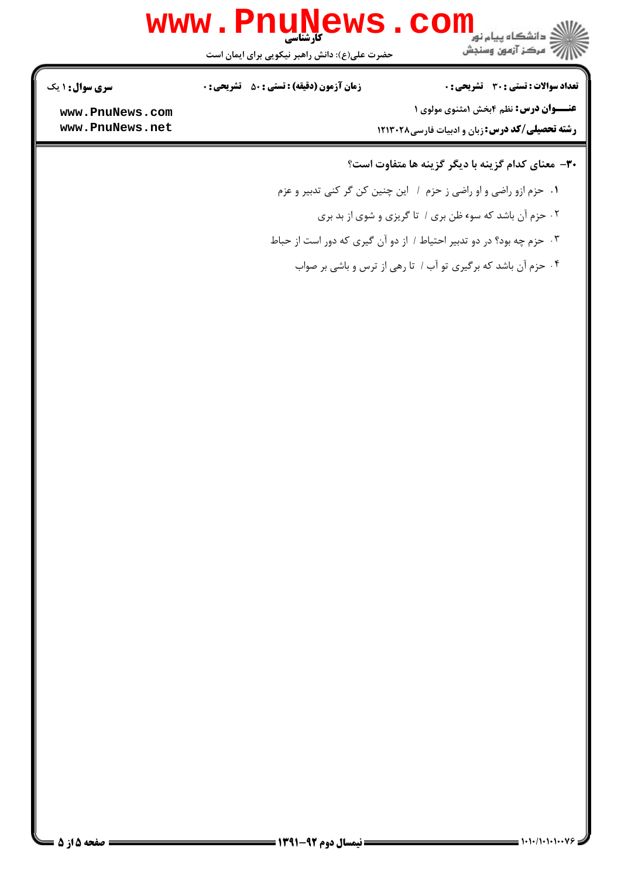**۳۰- معنای کدام گزینه با دیگر گزینه ها متفاوت است؟**

۱. حزم ازو راضی و او راضی ز حزم / این چنین کن گر کنی تدبیر و عزم

۲. حزم آن باشد که سوء ظن بری / تا گریزی و شوی از بد بری

۳. حزم چه بود؟ در دو تدبیر احتیاط / از دو آن گیری که دور است از حباط

۴. حزم آن باشد که برگیری تو آب / تا رهی از ترس و باشی بر صواب